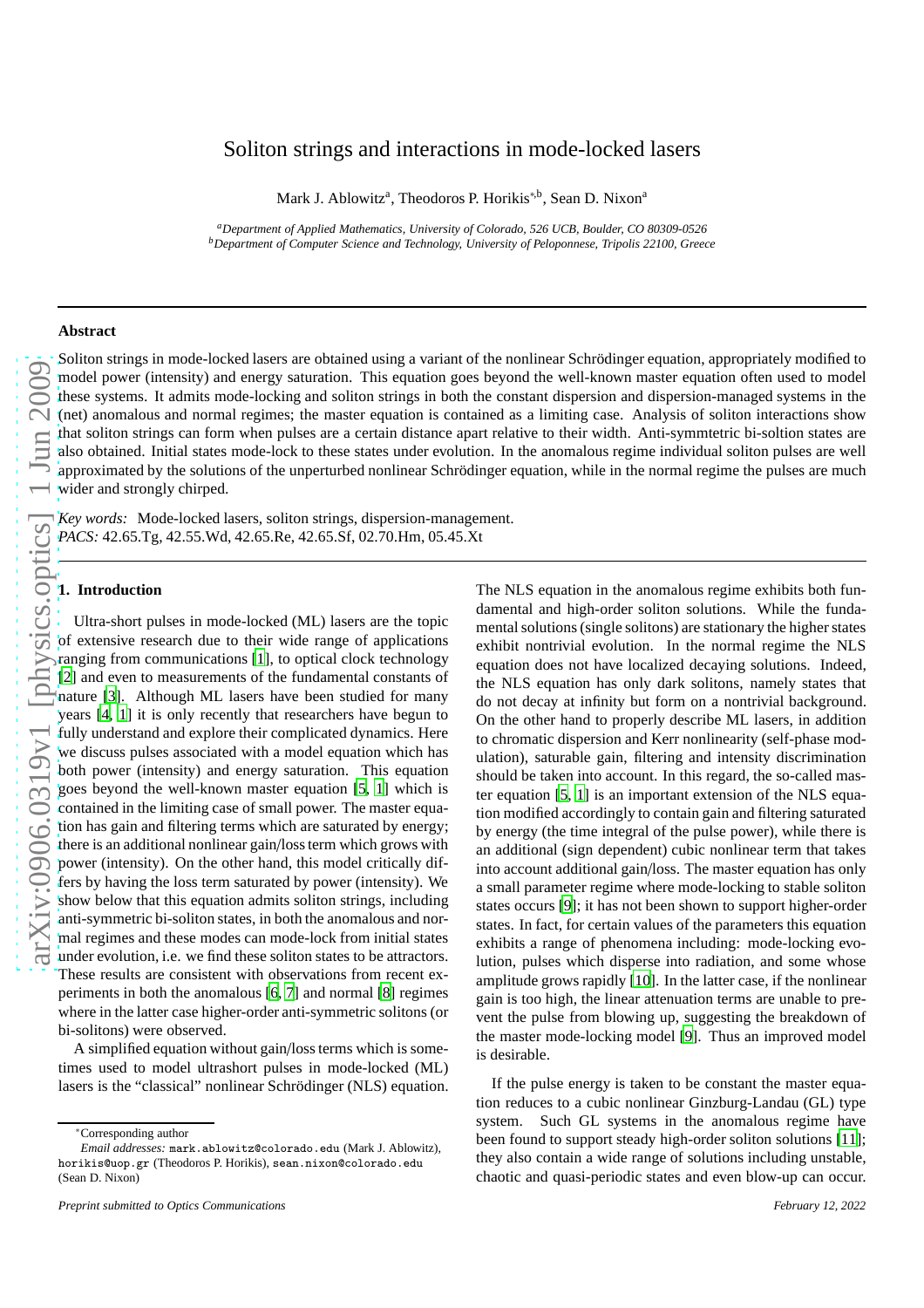# Soliton strings and interactions in mode-locked lasers

Mark J. Ablowitz[a], Theodoros P. Horikis[*,b], Sean D. Nixon[a]

[a]*Department of Applied Mathematics, University of Colorado, 526 UCB, Boulder, CO 80309-0526*
[b]*Department of Computer Science and Technology, University of Peloponnese, Tripolis 22100, Greece*

---

**Abstract**

Soliton strings in mode-locked lasers are obtained using a variant of the nonlinear Schrödinger equation, appropriately modified to model power (intensity) and energy saturation. This equation goes beyond the well-known master equation often used to model these systems. It admits mode-locking and soliton strings in both the constant dispersion and dispersion-managed systems in the (net) anomalous and normal regimes; the master equation is contained as a limiting case. Analysis of soliton interactions show that soliton strings can form when pulses are a certain distance apart relative to their width. Anti-symmettric bi-soltion states are also obtained. Initial states mode-lock to these states under evolution. In the anomalous regime individual soliton pulses are well approximated by the solutions of the unperturbed nonlinear Schrödinger equation, while in the normal regime the pulses are much wider and strongly chirped.

*Key words:* Mode-locked lasers, soliton strings, dispersion-management.
*PACS:* 42.65.Tg, 42.55.Wd, 42.65.Re, 42.65.Sf, 02.70.Hm, 05.45.Xt

---

## 1. Introduction

Ultra-short pulses in mode-locked (ML) lasers are the topic of extensive research due to their wide range of applications ranging from communications [1], to optical clock technology [2] and even to measurements of the fundamental constants of nature [3]. Although ML lasers have been studied for many years [4, 1] it is only recently that researchers have begun to fully understand and explore their complicated dynamics. Here we discuss pulses associated with a model equation which has both power (intensity) and energy saturation. This equation goes beyond the well-known master equation [5, 1] which is contained in the limiting case of small power. The master equation has gain and filtering terms which are saturated by energy; there is an additional nonlinear gain/loss term which grows with power (intensity). On the other hand, this model critically differs by having the loss term saturated by power (intensity). We show below that this equation admits soliton strings, including anti-symmetric bi-soliton states, in both the anomalous and normal regimes and these modes can mode-lock from initial states under evolution, i.e. we find these soliton states to be attractors. These results are consistent with observations from recent experiments in both the anomalous [6, 7] and normal [8] regimes where in the latter case higher-order anti-symmetric solitons (or bi-solitons) were observed.

A simplified equation without gain/loss terms which is sometimes used to model ultrashort pulses in mode-locked (ML) lasers is the "classical" nonlinear Schrödinger (NLS) equation. The NLS equation in the anomalous regime exhibits both fundamental and high-order soliton solutions. While the fundamental solutions (single solitons) are stationary the higher states exhibit nontrivial evolution. In the normal regime the NLS equation does not have localized decaying solutions. Indeed, the NLS equation has only dark solitons, namely states that do not decay at infinity but form on a nontrivial background. On the other hand to properly describe ML lasers, in addition to chromatic dispersion and Kerr nonlinearity (self-phase modulation), saturable gain, filtering and intensity discrimination should be taken into account. In this regard, the so-called master equation [5, 1] is an important extension of the NLS equation modified accordingly to contain gain and filtering saturated by energy (the time integral of the pulse power), while there is an additional (sign dependent) cubic nonlinear term that takes into account additional gain/loss. The master equation has only a small parameter regime where mode-locking to stable soliton states occurs [9]; it has not been shown to support higher-order states. In fact, for certain values of the parameters this equation exhibits a range of phenomena including: mode-locking evolution, pulses which disperse into radiation, and some whose amplitude grows rapidly [10]. In the latter case, if the nonlinear gain is too high, the linear attenuation terms are unable to prevent the pulse from blowing up, suggesting the breakdown of the master mode-locking model [9]. Thus an improved model is desirable.

If the pulse energy is taken to be constant the master equation reduces to a cubic nonlinear Ginzburg-Landau (GL) type system. Such GL systems in the anomalous regime have been found to support steady high-order soliton solutions [11]; they also contain a wide range of solutions including unstable, chaotic and quasi-periodic states and even blow-up can occur.

---

[*]Corresponding author

*Email addresses:* mark.ablowitz@colorado.edu (Mark J. Ablowitz), horikis@uop.gr (Theodoros P. Horikis), sean.nixon@colorado.edu (Sean D. Nixon)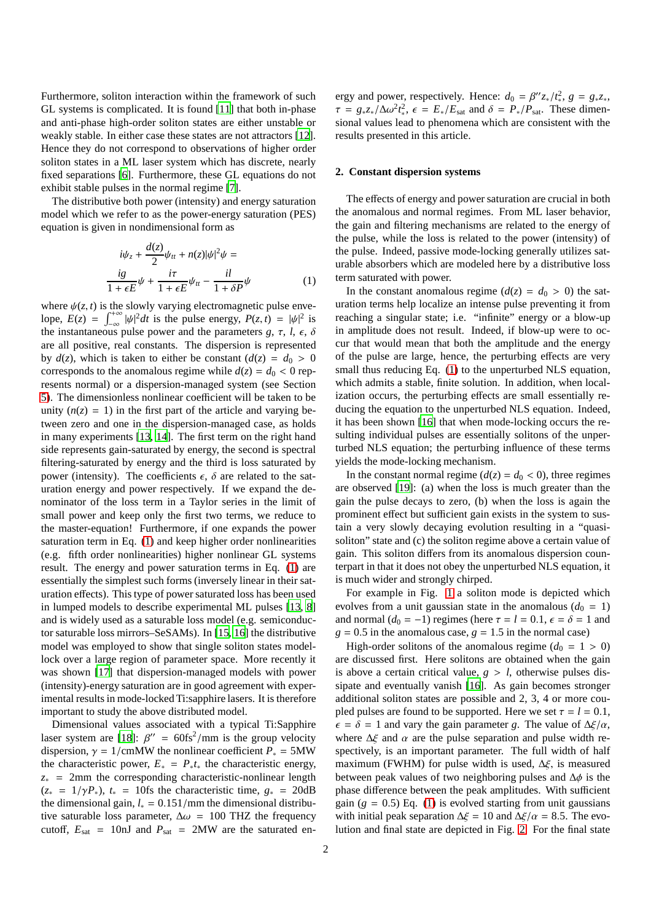Furthermore, soliton interaction within the framework of such GL systems is complicated. It is found [11] that both in-phase and anti-phase high-order soliton states are either unstable or weakly stable. In either case these states are not attractors [12]. Hence they do not correspond to observations of higher order soliton states in a ML laser system which has discrete, nearly fixed separations [6]. Furthermore, these GL equations do not exhibit stable pulses in the normal regime [7].

The distributive both power (intensity) and energy saturation model which we refer to as the power-energy saturation (PES) equation is given in nondimensional form as

$$
i\psi_z + \frac{d(z)}{2}\psi_{tt} + n(z)|\psi|^2\psi = \frac{ig}{1+\epsilon E}\psi + \frac{i\tau}{1+\epsilon E}\psi_{tt} - \frac{il}{1+\delta P}\psi \qquad (1)
$$

where $\psi(z,t)$ is the slowly varying electromagnetic pulse envelope, $E(z) = \int_{-\infty}^{+\infty} |\psi|^2 dt$ is the pulse energy, $P(z,t) = |\psi|^2$ is the instantaneous pulse power and the parameters $g$, $\tau$, $l$, $\epsilon$, $\delta$ are all positive, real constants. The dispersion is represented by $d(z)$, which is taken to either be constant ($d(z) = d_0 > 0$ corresponds to the anomalous regime while $d(z) = d_0 < 0$ represents normal) or a dispersion-managed system (see Section 5). The dimensionless nonlinear coefficient will be taken to be unity ($n(z) = 1$) in the first part of the article and varying between zero and one in the dispersion-managed case, as holds in many experiments [13, 14]. The first term on the right hand side represents gain-saturated by energy, the second is spectral filtering-saturated by energy and the third is loss saturated by power (intensity). The coefficients $\epsilon$, $\delta$ are related to the saturation energy and power respectively. If we expand the denominator of the loss term in a Taylor series in the limit of small power and keep only the first two terms, we reduce to the master-equation! Furthermore, if one expands the power saturation term in Eq. (1) and keep higher order nonlinearities (e.g. fifth order nonlinearities) higher nonlinear GL systems result. The energy and power saturation terms in Eq. (1) are essentially the simplest such forms (inversely linear in their saturation effects). This type of power saturated loss has been used in lumped models to describe experimental ML pulses [13, 8] and is widely used as a saturable loss model (e.g. semiconductor saturable loss mirrors–SeSAMs). In [15, 16] the distributive model was employed to show that single soliton states modellock over a large region of parameter space. More recently it was shown [17] that dispersion-managed models with power (intensity)-energy saturation are in good agreement with experimental results in mode-locked Ti:sapphire lasers. It is therefore important to study the above distributed model.

Dimensional values associated with a typical Ti:Sapphire laser system are [18]: $\beta'' = 60\text{fs}^2/\text{mm}$ is the group velocity dispersion, $\gamma = 1/\text{cmMW}$ the nonlinear coefficient $P_* = 5\text{MW}$ the characteristic power, $E_* = P_* t_*$ the characteristic energy, $z_* = 2\text{mm}$ the corresponding characteristic-nonlinear length ($z_* = 1/\gamma P_*$), $t_* = 10\text{fs}$ the characteristic time, $g_* = 20\text{dB}$ the dimensional gain, $l_* = 0.151/\text{mm}$ the dimensional distributive saturable loss parameter, $\Delta\omega = 100$ THZ the frequency cutoff, $E_{\text{sat}} = 10\text{nJ}$ and $P_{\text{sat}} = 2\text{MW}$ are the saturated energy and power, respectively. Hence: $d_0 = \beta'' z_*/t_*^2$, $g = g_* z_*$, $\tau = g_* z_*/\Delta\omega^2 t_*^2$, $\epsilon = E_*/E_{\text{sat}}$ and $\delta = P_*/P_{\text{sat}}$. These dimensional values lead to phenomena which are consistent with the results presented in this article.

## 2. Constant dispersion systems

The effects of energy and power saturation are crucial in both the anomalous and normal regimes. From ML laser behavior, the gain and filtering mechanisms are related to the energy of the pulse, while the loss is related to the power (intensity) of the pulse. Indeed, passive mode-locking generally utilizes saturable absorbers which are modeled here by a distributive loss term saturated with power.

In the constant anomalous regime ($d(z) = d_0 > 0$) the saturation terms help localize an intense pulse preventing it from reaching a singular state; i.e. "infinite" energy or a blow-up in amplitude does not result. Indeed, if blow-up were to occur that would mean that both the amplitude and the energy of the pulse are large, hence, the perturbing effects are very small thus reducing Eq. (1) to the unperturbed NLS equation, which admits a stable, finite solution. In addition, when localization occurs, the perturbing effects are small essentially reducing the equation to the unperturbed NLS equation. Indeed, it has been shown [16] that when mode-locking occurs the resulting individual pulses are essentially solitons of the unperturbed NLS equation; the perturbing influence of these terms yields the mode-locking mechanism.

In the constant normal regime ($d(z) = d_0 < 0$), three regimes are observed [19]: (a) when the loss is much greater than the gain the pulse decays to zero, (b) when the loss is again the prominent effect but sufficient gain exists in the system to sustain a very slowly decaying evolution resulting in a "quasi-soliton" state and (c) the soliton regime above a certain value of gain. This soliton differs from its anomalous dispersion counterpart in that it does not obey the unperturbed NLS equation, it is much wider and strongly chirped.

For example in Fig. 1 a soliton mode is depicted which evolves from a unit gaussian state in the anomalous ($d_0 = 1$) and normal ($d_0 = -1$) regimes (here $\tau = l = 0.1$, $\epsilon = \delta = 1$ and $g = 0.5$ in the anomalous case, $g = 1.5$ in the normal case)

High-order solitons of the anomalous regime ($d_0 = 1 > 0$) are discussed first. Here solitons are obtained when the gain is above a certain critical value, $g > l$, otherwise pulses dissipate and eventually vanish [16]. As gain becomes stronger additional soliton states are possible and 2, 3, 4 or more coupled pulses are found to be supported. Here we set $\tau = l = 0.1$, $\epsilon = \delta = 1$ and vary the gain parameter $g$. The value of $\Delta\xi/\alpha$, where $\Delta\xi$ and $\alpha$ are the pulse separation and pulse width respectively, is an important parameter. The full width of half maximum (FWHM) for pulse width is used, $\Delta\xi$, is measured between peak values of two neighboring pulses and $\Delta\phi$ is the phase difference between the peak amplitudes. With sufficient gain ($g = 0.5$) Eq. (1) is evolved starting from unit gaussians with initial peak separation $\Delta\xi = 10$ and $\Delta\xi/\alpha = 8.5$. The evolution and final state are depicted in Fig. 2. For the final state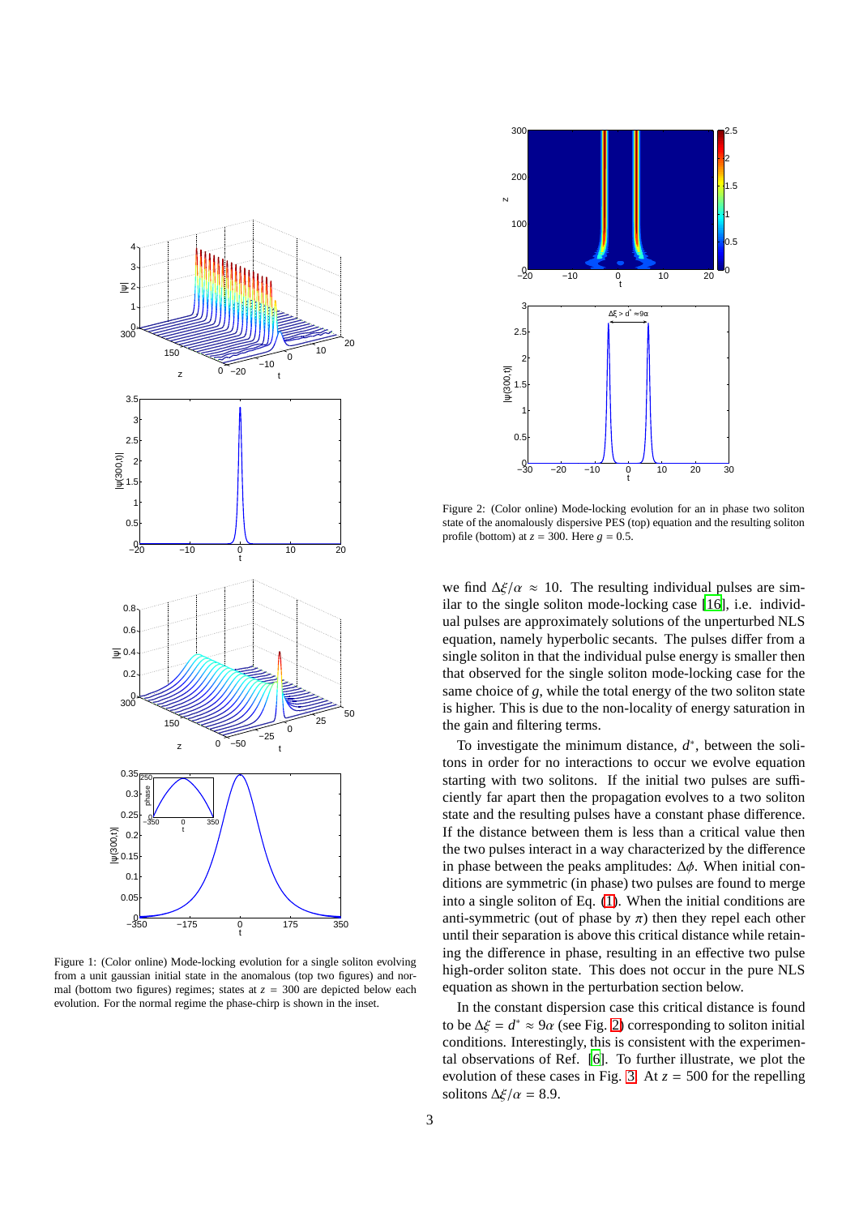Figure 1: (Color online) Mode-locking evolution for a single soliton evolving from a unit gaussian initial state in the anomalous (top two figures) and normal (bottom two figures) regimes; states at $z = 300$ are depicted below each evolution. For the normal regime the phase-chirp is shown in the inset.

Figure 2: (Color online) Mode-locking evolution for an in phase two soliton state of the anomalously dispersive PES (top) equation and the resulting soliton profile (bottom) at $z = 300$. Here $g = 0.5$.

we find $\Delta\xi/\alpha \approx 10$. The resulting individual pulses are similar to the single soliton mode-locking case [16], i.e. individual pulses are approximately solutions of the unperturbed NLS equation, namely hyperbolic secants. The pulses differ from a single soliton in that the individual pulse energy is smaller then that observed for the single soliton mode-locking case for the same choice of $g$, while the total energy of the two soliton state is higher. This is due to the non-locality of energy saturation in the gain and filtering terms.

To investigate the minimum distance, $d^*$, between the solitons in order for no interactions to occur we evolve equation starting with two solitons. If the initial two pulses are sufficiently far apart then the propagation evolves to a two soliton state and the resulting pulses have a constant phase difference. If the distance between them is less than a critical value then the two pulses interact in a way characterized by the difference in phase between the peaks amplitudes: $\Delta\phi$. When initial conditions are symmetric (in phase) two pulses are found to merge into a single soliton of Eq. (1). When the initial conditions are anti-symmetric (out of phase by $\pi$) then they repel each other until their separation is above this critical distance while retaining the difference in phase, resulting in an effective two pulse high-order soliton state. This does not occur in the pure NLS equation as shown in the perturbation section below.

In the constant dispersion case this critical distance is found to be $\Delta\xi = d^* \approx 9\alpha$ (see Fig. 2) corresponding to soliton initial conditions. Interestingly, this is consistent with the experimental observations of Ref. [6]. To further illustrate, we plot the evolution of these cases in Fig. 3. At $z = 500$ for the repelling solitons $\Delta\xi/\alpha = 8.9$.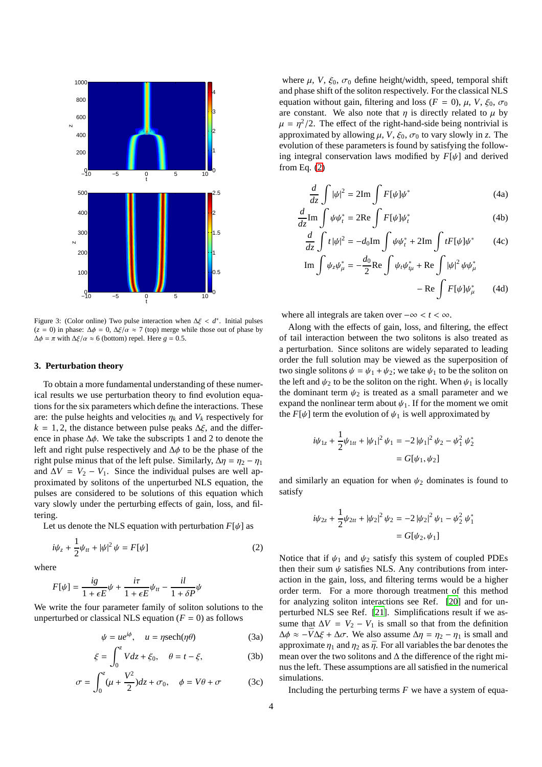Figure 3: (Color online) Two pulse interaction when $\Delta\xi < d^*$. Initial pulses ($z = 0$) in phase: $\Delta\phi = 0$, $\Delta\xi/\alpha \approx 7$ (top) merge while those out of phase by $\Delta\phi = \pi$ with $\Delta\xi/\alpha \approx 6$ (bottom) repel. Here $g = 0.5$.

### 3. Perturbation theory

To obtain a more fundamental understanding of these numerical results we use perturbation theory to find evolution equations for the six parameters which define the interactions. These are: the pulse heights and velocities $\eta_k$ and $V_k$ respectively for $k = 1, 2$, the distance between pulse peaks $\Delta\xi$, and the difference in phase $\Delta\phi$. We take the subscripts 1 and 2 to denote the left and right pulse respectively and $\Delta\phi$ to be the phase of the right pulse minus that of the left pulse. Similarly, $\Delta\eta = \eta_2 - \eta_1$ and $\Delta V = V_2 - V_1$. Since the individual pulses are well approximated by solitons of the unperturbed NLS equation, the pulses are considered to be solutions of this equation which vary slowly under the perturbing effects of gain, loss, and filtering.

Let us denote the NLS equation with perturbation $F[\psi]$ as

$$i\psi_z + \frac{1}{2}\psi_{tt} + |\psi|^2\psi = F[\psi] \tag{2}$$

where

$$F[\psi] = \frac{ig}{1+\epsilon E}\psi + \frac{i\tau}{1+\epsilon E}\psi_{tt} - \frac{il}{1+\delta P}\psi$$

We write the four parameter family of soliton solutions to the unperturbed or classical NLS equation ($F = 0$) as follows

$$\psi = ue^{i\phi}, \quad u = \eta\,\text{sech}(\eta\theta) \tag{3a}$$

$$\xi = \int_0^z V dz + \xi_0, \quad \theta = t - \xi, \tag{3b}$$

$$\sigma = \int_0^z (\mu + \frac{V^2}{2}) dz + \sigma_0, \quad \phi = V\theta + \sigma \tag{3c}$$

where $\mu$, $V$, $\xi_0$, $\sigma_0$ define height/width, speed, temporal shift and phase shift of the soliton respectively. For the classical NLS equation without gain, filtering and loss ($F = 0$), $\mu$, $V$, $\xi_0$, $\sigma_0$ are constant. We also note that $\eta$ is directly related to $\mu$ by $\mu = \eta^2/2$. The effect of the right-hand-side being nontrivial is approximated by allowing $\mu$, $V$, $\xi_0$, $\sigma_0$ to vary slowly in $z$. The evolution of these parameters is found by satisfying the following integral conservation laws modified by $F[\psi]$ and derived from Eq. (2)

$$\frac{d}{dz}\int |\psi|^2 = 2\text{Im}\int F[\psi]\psi^* \tag{4a}$$

$$\frac{d}{dz}\text{Im}\int \psi\psi_t^* = 2\text{Re}\int F[\psi]\psi_t^* \tag{4b}$$

$$\frac{d}{dz}\int t|\psi|^2 = -d_0\text{Im}\int \psi\psi_t^* + 2\text{Im}\int tF[\psi]\psi^* \tag{4c}$$

$$\text{Im}\int \psi_z\psi_\mu^* = -\frac{d_0}{2}\text{Re}\int \psi_t\psi_{t\mu}^* + \text{Re}\int |\psi|^2\psi\psi_\mu^* - \text{Re}\int F[\psi]\psi_\mu^* \tag{4d}$$

where all integrals are taken over $-\infty < t < \infty$.

Along with the effects of gain, loss, and filtering, the effect of tail interaction between the two solitons is also treated as a perturbation. Since solitons are widely separated to leading order the full solution may be viewed as the superposition of two single solitons $\psi = \psi_1 + \psi_2$; we take $\psi_1$ to be the soliton on the left and $\psi_2$ to be the soliton on the right. When $\psi_1$ is locally the dominant term $\psi_2$ is treated as a small parameter and we expand the nonlinear term about $\psi_1$. If for the moment we omit the $F[\psi]$ term the evolution of $\psi_1$ is well approximated by

$$\begin{aligned} i\psi_{1z} + \frac{1}{2}\psi_{1tt} + |\psi_1|^2\psi_1 &= -2|\psi_1|^2\psi_2 - \psi_1^2\psi_2^* \\ &= G[\psi_1, \psi_2] \end{aligned}$$

and similarly an equation for when $\psi_2$ dominates is found to satisfy

$$\begin{aligned} i\psi_{2z} + \frac{1}{2}\psi_{2tt} + |\psi_2|^2\psi_2 &= -2|\psi_2|^2\psi_1 - \psi_2^2\psi_1^* \\ &= G[\psi_2, \psi_1] \end{aligned}$$

Notice that if $\psi_1$ and $\psi_2$ satisfy this system of coupled PDEs then their sum $\psi$ satisfies NLS. Any contributions from interaction in the gain, loss, and filtering terms would be a higher order term. For a more thorough treatment of this method for analyzing soliton interactions see Ref. [20] and for unperturbed NLS see Ref. [21]. Simplifications result if we assume that $\Delta V = V_2 - V_1$ is small so that from the definition $\Delta\phi \approx -\bar{V}\Delta\xi + \Delta\sigma$. We also assume $\Delta\eta = \eta_2 - \eta_1$ is small and approximate $\eta_1$ and $\eta_2$ as $\bar{\eta}$. For all variables the bar denotes the mean over the two solitons and $\Delta$ the difference of the right minus the left. These assumptions are all satisfied in the numerical simulations.

Including the perturbing terms $F$ we have a system of equa-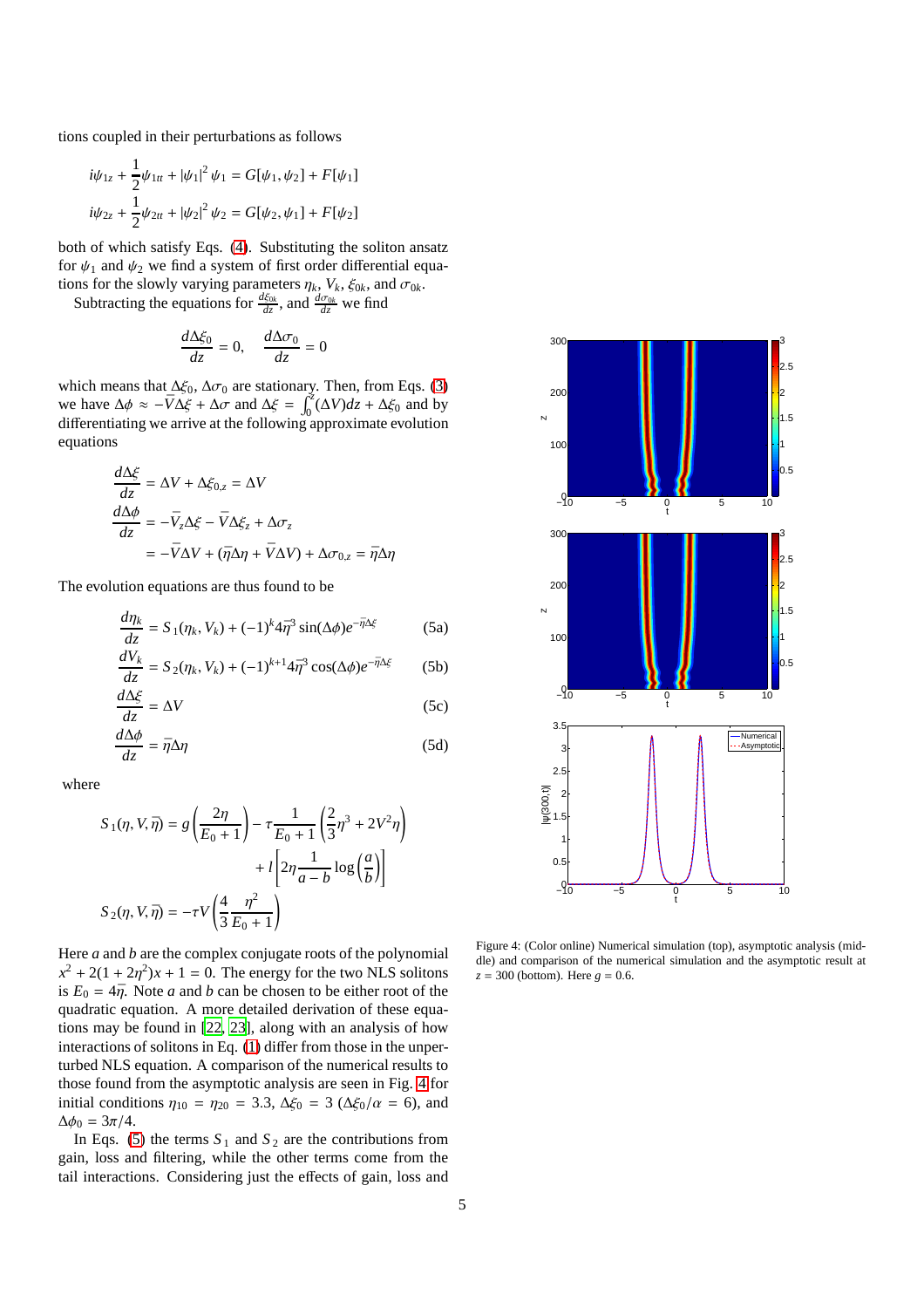tions coupled in their perturbations as follows

$$i\psi_{1z} + \frac{1}{2}\psi_{1tt} + |\psi_1|^2 \psi_1 = G[\psi_1, \psi_2] + F[\psi_1]$$
$$i\psi_{2z} + \frac{1}{2}\psi_{2tt} + |\psi_2|^2 \psi_2 = G[\psi_2, \psi_1] + F[\psi_2]$$

both of which satisfy Eqs. (4). Substituting the soliton ansatz for $\psi_1$ and $\psi_2$ we find a system of first order differential equations for the slowly varying parameters $\eta_k$, $V_k$, $\xi_{0k}$, and $\sigma_{0k}$.

Subtracting the equations for $\frac{d\xi_{0k}}{dz}$, and $\frac{d\sigma_{0k}}{dz}$ we find

$$\frac{d\Delta\xi_0}{dz} = 0, \quad \frac{d\Delta\sigma_0}{dz} = 0$$

which means that $\Delta\xi_0$, $\Delta\sigma_0$ are stationary. Then, from Eqs. (3) we have $\Delta\phi \approx -\bar{V}\Delta\xi + \Delta\sigma$ and $\Delta\xi = \int_0^z (\Delta V) dz + \Delta\xi_0$ and by differentiating we arrive at the following approximate evolution equations

$$\frac{d\Delta\xi}{dz} = \Delta V + \Delta\xi_{0,z} = \Delta V$$
$$\frac{d\Delta\phi}{dz} = -\bar{V}_z\Delta\xi - \bar{V}\Delta\xi_z + \Delta\sigma_z$$
$$= -\bar{V}\Delta V + (\bar{\eta}\Delta\eta + \bar{V}\Delta V) + \Delta\sigma_{0,z} = \bar{\eta}\Delta\eta$$

The evolution equations are thus found to be

$$\frac{d\eta_k}{dz} = S_1(\eta_k, V_k) + (-1)^k 4\bar{\eta}^3 \sin(\Delta\phi) e^{-\bar{\eta}\Delta\xi} \tag{5a}$$
$$\frac{dV_k}{dz} = S_2(\eta_k, V_k) + (-1)^{k+1} 4\bar{\eta}^3 \cos(\Delta\phi) e^{-\bar{\eta}\Delta\xi} \tag{5b}$$
$$\frac{d\Delta\xi}{dz} = \Delta V \tag{5c}$$
$$\frac{d\Delta\phi}{dz} = \bar{\eta}\Delta\eta \tag{5d}$$

where

$$S_1(\eta, V, \bar{\eta}) = g\left(\frac{2\eta}{E_0 + 1}\right) - \tau\frac{1}{E_0 + 1}\left(\frac{2}{3}\eta^3 + 2V^2\eta\right) + l\left[2\eta\frac{1}{a - b}\log\left(\frac{a}{b}\right)\right]$$
$$S_2(\eta, V, \bar{\eta}) = -\tau V\left(\frac{4}{3}\frac{\eta^2}{E_0 + 1}\right)$$

Here $a$ and $b$ are the complex conjugate roots of the polynomial $x^2 + 2(1 + 2\eta^2)x + 1 = 0$. The energy for the two NLS solitons is $E_0 = 4\bar{\eta}$. Note $a$ and $b$ can be chosen to be either root of the quadratic equation. A more detailed derivation of these equations may be found in [22, 23], along with an analysis of how interactions of solitons in Eq. (1) differ from those in the unperturbed NLS equation. A comparison of the numerical results to those found from the asymptotic analysis are seen in Fig. 4 for initial conditions $\eta_{10} = \eta_{20} = 3.3$, $\Delta\xi_0 = 3$ ($\Delta\xi_0/\alpha = 6$), and $\Delta\phi_0 = 3\pi/4$.

In Eqs. (5) the terms $S_1$ and $S_2$ are the contributions from gain, loss and filtering, while the other terms come from the tail interactions. Considering just the effects of gain, loss and

Figure 4: (Color online) Numerical simulation (top), asymptotic analysis (middle) and comparison of the numerical simulation and the asymptotic result at $z = 300$ (bottom). Here $g = 0.6$.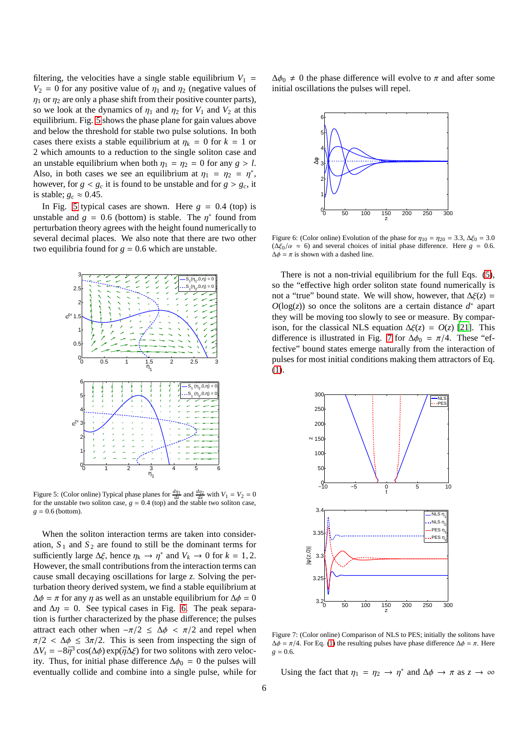filtering, the velocities have a single stable equilibrium $V_1 = V_2 = 0$ for any positive value of $\eta_1$ and $\eta_2$ (negative values of $\eta_1$ or $\eta_2$ are only a phase shift from their positive counter parts), so we look at the dynamics of $\eta_1$ and $\eta_2$ for $V_1$ and $V_2$ at this equilibrium. Fig. 5 shows the phase plane for gain values above and below the threshold for stable two pulse solutions. In both cases there exists a stable equilibrium at $\eta_k = 0$ for $k = 1$ or 2 which amounts to a reduction to the single soliton case and an unstable equilibrium when both $\eta_1 = \eta_2 = 0$ for any $g > l$. Also, in both cases we see an equilibrium at $\eta_1 = \eta_2 = \eta^*$, however, for $g < g_c$ it is found to be unstable and for $g > g_c$, it is stable; $g_c \approx 0.45$.

In Fig. 5 typical cases are shown. Here $g = 0.4$ (top) is unstable and $g = 0.6$ (bottom) is stable. The $\eta^*$ found from perturbation theory agrees with the height found numerically to several decimal places. We also note that there are two other two equilibria found for $g = 0.6$ which are unstable.

Figure 5: (Color online) Typical phase planes for $\frac{d\eta_1}{dz}$ and $\frac{d\eta_2}{dz}$ with $V_1 = V_2 = 0$ for the unstable two soliton case, $g = 0.4$ (top) and the stable two soliton case, $g = 0.6$ (bottom).

When the soliton interaction terms are taken into consideration, $S_1$ and $S_2$ are found to still be the dominant terms for sufficiently large $\Delta\xi$, hence $\eta_k \to \eta^*$ and $V_k \to 0$ for $k = 1, 2$. However, the small contributions from the interaction terms can cause small decaying oscillations for large $z$. Solving the perturbation theory derived system, we find a stable equilibrium at $\Delta\phi = \pi$ for any $\eta$ as well as an unstable equilibrium for $\Delta\phi = 0$ and $\Delta\eta = 0$. See typical cases in Fig. 6. The peak separation is further characterized by the phase difference; the pulses attract each other when $-\pi/2 \leq \Delta\phi < \pi/2$ and repel when $\pi/2 < \Delta\phi \leq 3\pi/2$. This is seen from inspecting the sign of $\Delta V_t = -8\bar{\eta}^3 \cos(\Delta\phi)\exp(\bar{\eta}\Delta\xi)$ for two solitons with zero velocity. Thus, for initial phase difference $\Delta\phi_0 = 0$ the pulses will eventually collide and combine into a single pulse, while for $\Delta\phi_0 \neq 0$ the phase difference will evolve to $\pi$ and after some initial oscillations the pulses will repel.

Figure 6: (Color online) Evolution of the phase for $\eta_{10} = \eta_{20} = 3.3$, $\Delta\xi_0 = 3.0$ ($\Delta\xi_0/\alpha \approx 6$) and several choices of initial phase difference. Here $g = 0.6$. $\Delta\phi = \pi$ is shown with a dashed line.

There is not a non-trivial equilibrium for the full Eqs. (5), so the "effective high order soliton state found numerically is not a "true" bound state. We will show, however, that $\Delta\xi(z) = O(\log(z))$ so once the solitons are a certain distance $d^*$ apart they will be moving too slowly to see or measure. By comparison, for the classical NLS equation $\Delta\xi(z) = O(z)$ [21]. This difference is illustrated in Fig. 7 for $\Delta\phi_0 = \pi/4$. These "effective" bound states emerge naturally from the interaction of pulses for most initial conditions making them attractors of Eq. (1).

Figure 7: (Color online) Comparison of NLS to PES; initially the solitons have $\Delta\phi = \pi/4$. For Eq. (1) the resulting pulses have phase difference $\Delta\phi = \pi$. Here $g = 0.6$.

Using the fact that $\eta_1 = \eta_2 \to \eta^*$ and $\Delta\phi \to \pi$ as $z \to \infty$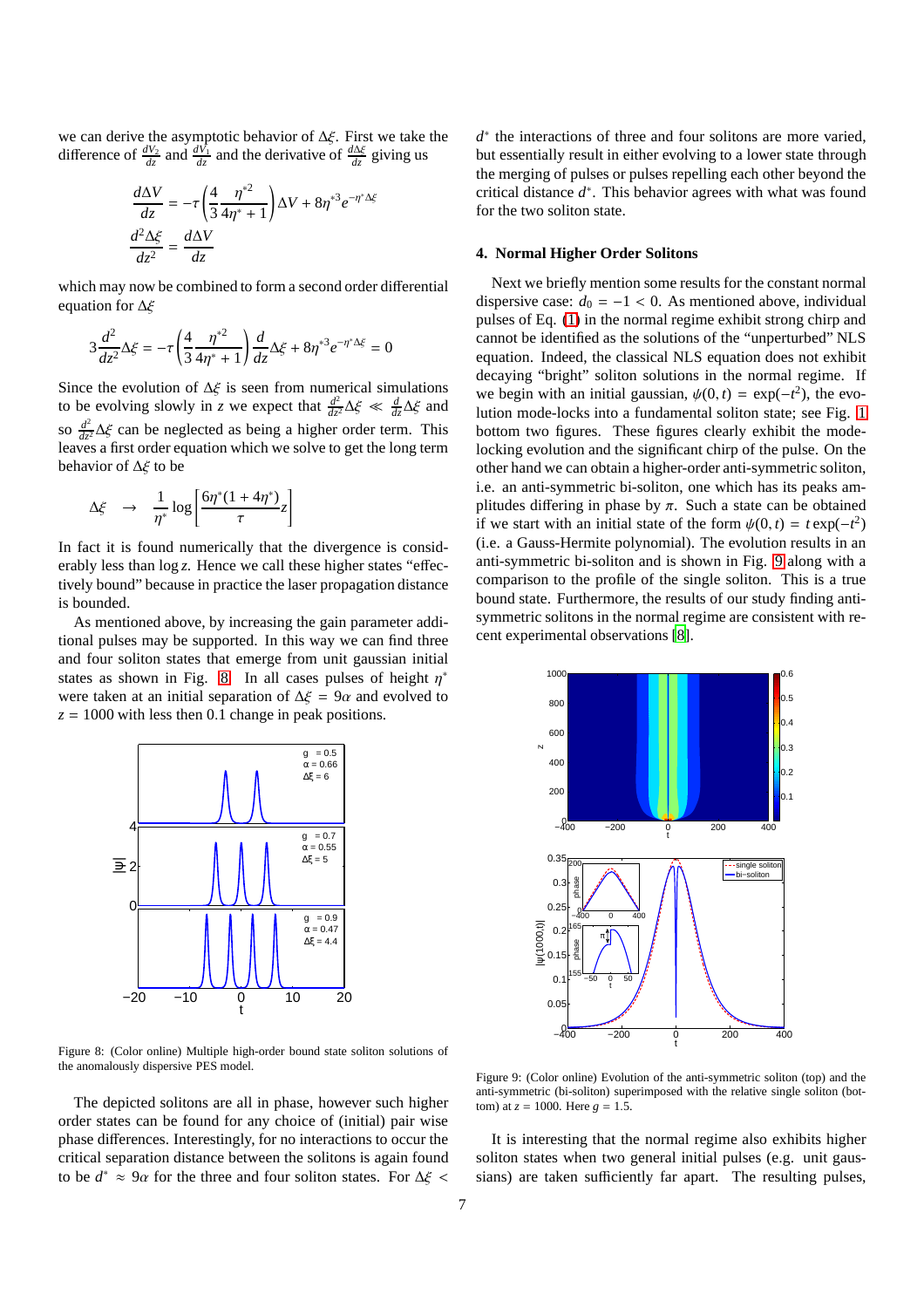we can derive the asymptotic behavior of $\Delta\xi$. First we take the difference of $\frac{dV_2}{dz}$ and $\frac{dV_1}{dz}$ and the derivative of $\frac{d\Delta\xi}{dz}$ giving us

$$\frac{d\Delta V}{dz} = -\tau\left(\frac{4}{3}\frac{\eta^{*2}}{4\eta^*+1}\right)\Delta V + 8\eta^{*3}e^{-\eta^*\Delta\xi}$$
$$\frac{d^2\Delta\xi}{dz^2} = \frac{d\Delta V}{dz}$$

which may now be combined to form a second order differential equation for $\Delta\xi$

$$3\frac{d^2}{dz^2}\Delta\xi = -\tau\left(\frac{4}{3}\frac{\eta^{*2}}{4\eta^*+1}\right)\frac{d}{dz}\Delta\xi + 8\eta^{*3}e^{-\eta^*\Delta\xi} = 0$$

Since the evolution of $\Delta\xi$ is seen from numerical simulations to be evolving slowly in $z$ we expect that $\frac{d^2}{dz^2}\Delta\xi \ll \frac{d}{dz}\Delta\xi$ and so $\frac{d^2}{dz^2}\Delta\xi$ can be neglected as being a higher order term. This leaves a first order equation which we solve to get the long term behavior of $\Delta\xi$ to be

$$\Delta\xi \quad\rightarrow\quad \frac{1}{\eta^*}\log\left[\frac{6\eta^*(1+4\eta^*)}{\tau}z\right]$$

In fact it is found numerically that the divergence is considerably less than $\log z$. Hence we call these higher states "effectively bound" because in practice the laser propagation distance is bounded.

As mentioned above, by increasing the gain parameter additional pulses may be supported. In this way we can find three and four soliton states that emerge from unit gaussian initial states as shown in Fig. 8. In all cases pulses of height $\eta^*$ were taken at an initial separation of $\Delta\xi = 9\alpha$ and evolved to $z = 1000$ with less then 0.1 change in peak positions.

Figure 8: (Color online) Multiple high-order bound state soliton solutions of the anomalously dispersive PES model.

The depicted solitons are all in phase, however such higher order states can be found for any choice of (initial) pair wise phase differences. Interestingly, for no interactions to occur the critical separation distance between the solitons is again found to be $d^* \approx 9\alpha$ for the three and four soliton states. For $\Delta\xi < d^*$ the interactions of three and four solitons are more varied, but essentially result in either evolving to a lower state through the merging of pulses or pulses repelling each other beyond the critical distance $d^*$. This behavior agrees with what was found for the two soliton state.

## 4. Normal Higher Order Solitons

Next we briefly mention some results for the constant normal dispersive case: $d_0 = -1 < 0$. As mentioned above, individual pulses of Eq. (1) in the normal regime exhibit strong chirp and cannot be identified as the solutions of the "unperturbed" NLS equation. Indeed, the classical NLS equation does not exhibit decaying "bright" soliton solutions in the normal regime. If we begin with an initial gaussian, $\psi(0,t) = \exp(-t^2)$, the evolution mode-locks into a fundamental soliton state; see Fig. 1 bottom two figures. These figures clearly exhibit the mode-locking evolution and the significant chirp of the pulse. On the other hand we can obtain a higher-order anti-symmetric soliton, i.e. an anti-symmetric bi-soliton, one which has its peaks amplitudes differing in phase by $\pi$. Such a state can be obtained if we start with an initial state of the form $\psi(0,t) = t\exp(-t^2)$ (i.e. a Gauss-Hermite polynomial). The evolution results in an anti-symmetric bi-soliton and is shown in Fig. 9 along with a comparison to the profile of the single soliton. This is a true bound state. Furthermore, the results of our study finding anti-symmetric solitons in the normal regime are consistent with recent experimental observations [8].

Figure 9: (Color online) Evolution of the anti-symmetric soliton (top) and the anti-symmetric (bi-soliton) superimposed with the relative single soliton (bottom) at $z = 1000$. Here $g = 1.5$.

It is interesting that the normal regime also exhibits higher soliton states when two general initial pulses (e.g. unit gaussians) are taken sufficiently far apart. The resulting pulses,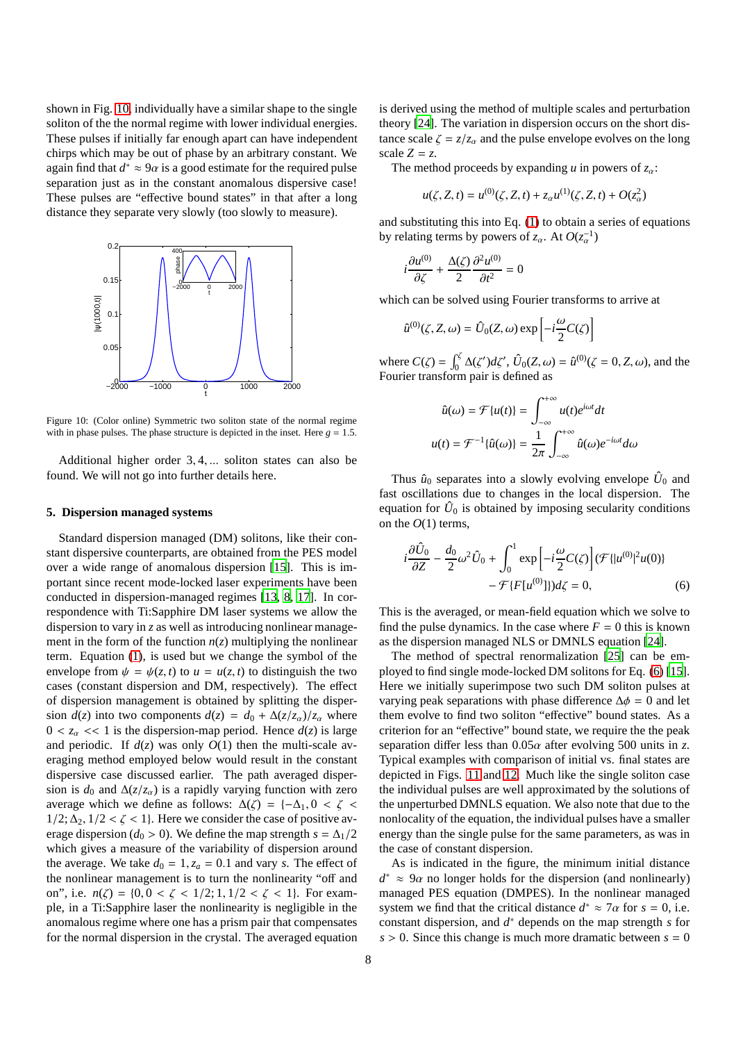shown in Fig. 10, individually have a similar shape to the single soliton of the the normal regime with lower individual energies. These pulses if initially far enough apart can have independent chirps which may be out of phase by an arbitrary constant. We again find that $d^* \approx 9\alpha$ is a good estimate for the required pulse separation just as in the constant anomalous dispersive case! These pulses are "effective bound states" in that after a long distance they separate very slowly (too slowly to measure).

Figure 10: (Color online) Symmetric two soliton state of the normal regime with in phase pulses. The phase structure is depicted in the inset. Here $g = 1.5$.

Additional higher order $3, 4, ...$ soliton states can also be found. We will not go into further details here.

### 5. Dispersion managed systems

Standard dispersion managed (DM) solitons, like their constant dispersive counterparts, are obtained from the PES model over a wide range of anomalous dispersion [15]. This is important since recent mode-locked laser experiments have been conducted in dispersion-managed regimes [13, 8, 17]. In correspondence with Ti:Sapphire DM laser systems we allow the dispersion to vary in $z$ as well as introducing nonlinear management in the form of the function $n(z)$ multiplying the nonlinear term. Equation (1), is used but we change the symbol of the envelope from $\psi = \psi(z, t)$ to $u = u(z, t)$ to distinguish the two cases (constant dispersion and DM, respectively). The effect of dispersion management is obtained by splitting the dispersion $d(z)$ into two components $d(z) = d_0 + \Delta(z/z_\alpha)/z_\alpha$ where $0 < z_\alpha << 1$ is the dispersion-map period. Hence $d(z)$ is large and periodic. If $d(z)$ was only $O(1)$ then the multi-scale averaging method employed below would result in the constant dispersive case discussed earlier. The path averaged dispersion is $d_0$ and $\Delta(z/z_\alpha)$ is a rapidly varying function with zero average which we define as follows: $\Delta(\zeta) = \{-\Delta_1, 0 < \zeta < 1/2; \Delta_2, 1/2 < \zeta < 1\}$. Here we consider the case of positive average dispersion ($d_0 > 0$). We define the map strength $s = \Delta_1/2$ which gives a measure of the variability of dispersion around the average. We take $d_0 = 1, z_a = 0.1$ and vary $s$. The effect of the nonlinear management is to turn the nonlinearity "off and on", i.e. $n(\zeta) = \{0, 0 < \zeta < 1/2; 1, 1/2 < \zeta < 1\}$. For example, in a Ti:Sapphire laser the nonlinearity is negligible in the anomalous regime where one has a prism pair that compensates for the normal dispersion in the crystal. The averaged equation is derived using the method of multiple scales and perturbation theory [24]. The variation in dispersion occurs on the short distance scale $\zeta = z/z_\alpha$ and the pulse envelope evolves on the long scale $Z = z$.

The method proceeds by expanding $u$ in powers of $z_\alpha$:

$$u(\zeta, Z, t) = u^{(0)}(\zeta, Z, t) + z_\alpha u^{(1)}(\zeta, Z, t) + O(z_\alpha^2)$$

and substituting this into Eq. (1) to obtain a series of equations by relating terms by powers of $z_\alpha$. At $O(z_\alpha^{-1})$

$$i\frac{\partial u^{(0)}}{\partial \zeta} + \frac{\Delta(\zeta)}{2}\frac{\partial^2 u^{(0)}}{\partial t^2} = 0$$

which can be solved using Fourier transforms to arrive at

$$\hat{u}^{(0)}(\zeta, Z, \omega) = \hat{U}_0(Z, \omega)\exp\left[-i\frac{\omega}{2}C(\zeta)\right]$$

where $C(\zeta) = \int_0^\zeta \Delta(\zeta')d\zeta'$, $\hat{U}_0(Z, \omega) = \hat{u}^{(0)}(\zeta = 0, Z, \omega)$, and the Fourier transform pair is defined as

$$\hat{u}(\omega) = \mathcal{F}\{u(t)\} = \int_{-\infty}^{+\infty} u(t)e^{i\omega t}dt$$
$$u(t) = \mathcal{F}^{-1}\{\hat{u}(\omega)\} = \frac{1}{2\pi}\int_{-\infty}^{+\infty} \hat{u}(\omega)e^{-i\omega t}d\omega$$

Thus $\hat{u}_0$ separates into a slowly evolving envelope $\hat{U}_0$ and fast oscillations due to changes in the local dispersion. The equation for $\hat{U}_0$ is obtained by imposing secularity conditions on the $O(1)$ terms,

$$i\frac{\partial \hat{U}_0}{\partial Z} - \frac{d_0}{2}\omega^2\hat{U}_0 + \int_0^1 \exp\left[-i\frac{\omega}{2}C(\zeta)\right](\mathcal{F}\{|u^{(0)}|^2 u(0)\} - \mathcal{F}\{F[u^{(0)}]\})d\zeta = 0, \quad (6)$$

This is the averaged, or mean-field equation which we solve to find the pulse dynamics. In the case where $F = 0$ this is known as the dispersion managed NLS or DMNLS equation [24].

The method of spectral renormalization [25] can be employed to find single mode-locked DM solitons for Eq. (6) [15]. Here we initially superimpose two such DM soliton pulses at varying peak separations with phase difference $\Delta\phi = 0$ and let them evolve to find two soliton "effective" bound states. As a criterion for an "effective" bound state, we require the the peak separation differ less than $0.05\alpha$ after evolving 500 units in $z$. Typical examples with comparison of initial vs. final states are depicted in Figs. 11 and 12. Much like the single soliton case the individual pulses are well approximated by the solutions of the unperturbed DMNLS equation. We also note that due to the nonlocality of the equation, the individual pulses have a smaller energy than the single pulse for the same parameters, as was in the case of constant dispersion.

As is indicated in the figure, the minimum initial distance $d^* \approx 9\alpha$ no longer holds for the dispersion (and nonlinearly) managed PES equation (DMPES). In the nonlinear managed system we find that the critical distance $d^* \approx 7\alpha$ for $s = 0$, i.e. constant dispersion, and $d^*$ depends on the map strength $s$ for $s > 0$. Since this change is much more dramatic between $s = 0$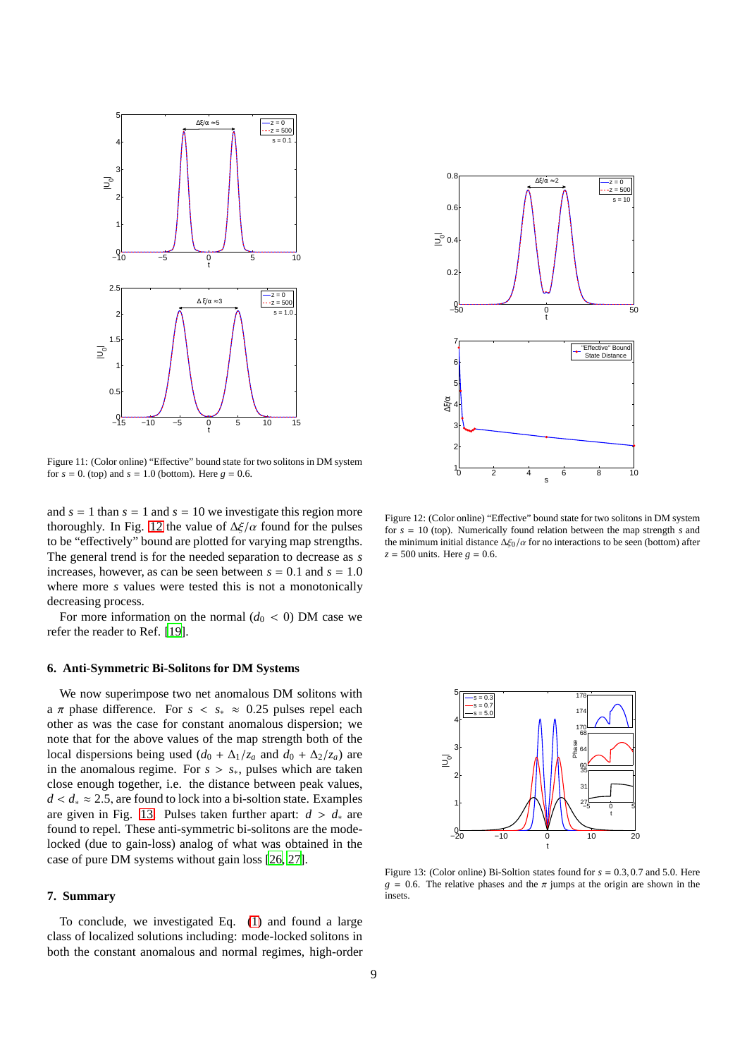Figure 11: (Color online) "Effective" bound state for two solitons in DM system for $s = 0.$ (top) and $s = 1.0$ (bottom). Here $g = 0.6$.

Figure 12: (Color online) "Effective" bound state for two solitons in DM system for $s = 10$ (top). Numerically found relation between the map strength $s$ and the minimum initial distance $\Delta\xi_0/\alpha$ for no interactions to be seen (bottom) after $z = 500$ units. Here $g = 0.6$.

and $s = 1$ than $s = 1$ and $s = 10$ we investigate this region more thoroughly. In Fig. 12 the value of $\Delta\xi/\alpha$ found for the pulses to be "effectively" bound are plotted for varying map strengths. The general trend is for the needed separation to decrease as $s$ increases, however, as can be seen between $s = 0.1$ and $s = 1.0$ where more $s$ values were tested this is not a monotonically decreasing process.

For more information on the normal ($d_0 < 0$) DM case we refer the reader to Ref. [19].

### 6. Anti-Symmetric Bi-Solitons for DM Systems

We now superimpose two net anomalous DM solitons with a $\pi$ phase difference. For $s < s_* \approx 0.25$ pulses repel each other as was the case for constant anomalous dispersion; we note that for the above values of the map strength both of the local dispersions being used ($d_0 + \Delta_1/z_a$ and $d_0 + \Delta_2/z_a$) are in the anomalous regime. For $s > s_*$, pulses which are taken close enough together, i.e. the distance between peak values, $d < d_* \approx 2.5$, are found to lock into a bi-soltion state. Examples are given in Fig. 13. Pulses taken further apart: $d > d_*$ are found to repel. These anti-symmetric bi-solitons are the mode-locked (due to gain-loss) analog of what was obtained in the case of pure DM systems without gain loss [26, 27].

Figure 13: (Color online) Bi-Soltion states found for $s = 0.3, 0.7$ and $5.0$. Here $g = 0.6$. The relative phases and the $\pi$ jumps at the origin are shown in the insets.

### 7. Summary

To conclude, we investigated Eq. (1) and found a large class of localized solutions including: mode-locked solitons in both the constant anomalous and normal regimes, high-order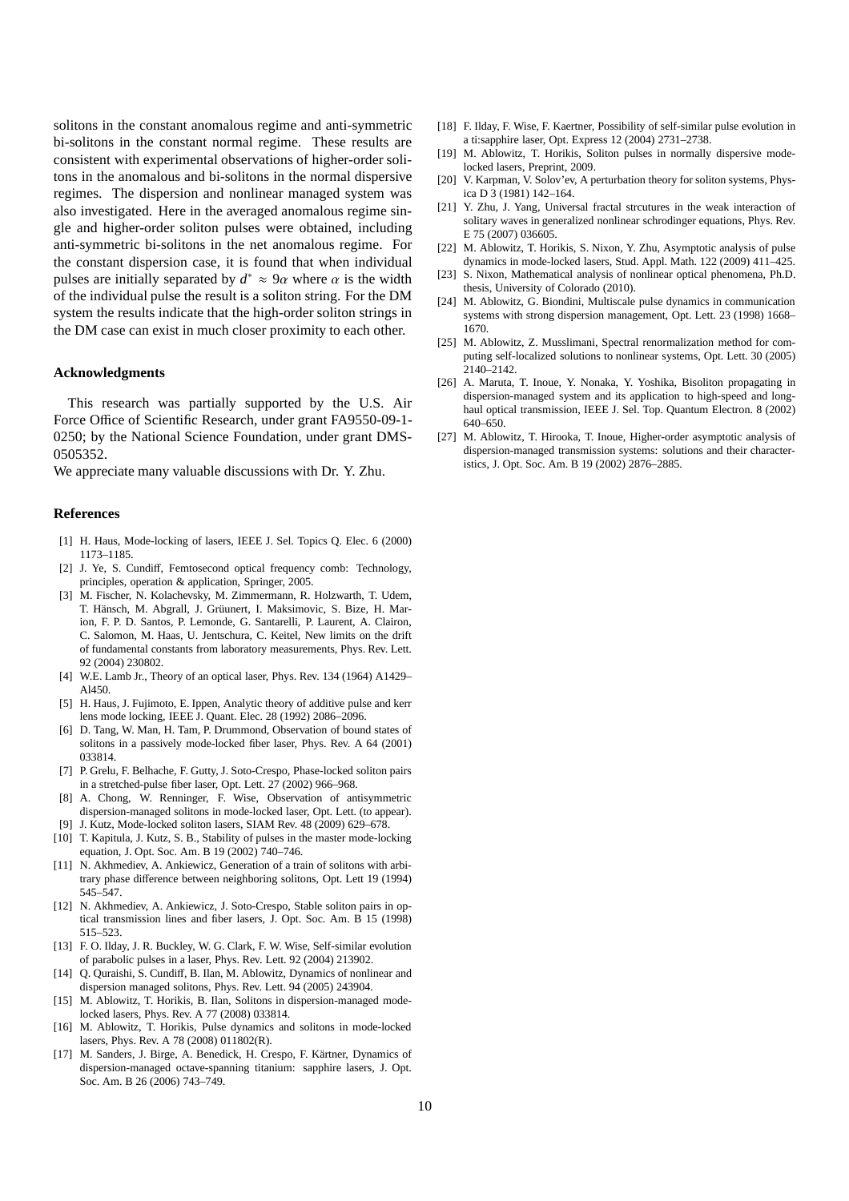solitons in the constant anomalous regime and anti-symmetric bi-solitons in the constant normal regime. These results are consistent with experimental observations of higher-order solitons in the anomalous and bi-solitons in the normal dispersive regimes. The dispersion and nonlinear managed system was also investigated. Here in the averaged anomalous regime single and higher-order soliton pulses were obtained, including anti-symmetric bi-solitons in the net anomalous regime. For the constant dispersion case, it is found that when individual pulses are initially separated by $d^* \approx 9\alpha$ where $\alpha$ is the width of the individual pulse the result is a soliton string. For the DM system the results indicate that the high-order soliton strings in the DM case can exist in much closer proximity to each other.

### Acknowledgments

This research was partially supported by the U.S. Air Force Office of Scientific Research, under grant FA9550-09-1-0250; by the National Science Foundation, under grant DMS-0505352.

We appreciate many valuable discussions with Dr. Y. Zhu.

### References

[1] H. Haus, Mode-locking of lasers, IEEE J. Sel. Topics Q. Elec. 6 (2000) 1173–1185.

[2] J. Ye, S. Cundiff, Femtosecond optical frequency comb: Technology, principles, operation & application, Springer, 2005.

[3] M. Fischer, N. Kolachevsky, M. Zimmermann, R. Holzwarth, T. Udem, T. Hänsch, M. Abgrall, J. Grüunert, I. Maksimovic, S. Bize, H. Marion, F. P. D. Santos, P. Lemonde, G. Santarelli, P. Laurent, A. Clairon, C. Salomon, M. Haas, U. Jentschura, C. Keitel, New limits on the drift of fundamental constants from laboratory measurements, Phys. Rev. Lett. 92 (2004) 230802.

[4] W.E. Lamb Jr., Theory of an optical laser, Phys. Rev. 134 (1964) A1429–Al450.

[5] H. Haus, J. Fujimoto, E. Ippen, Analytic theory of additive pulse and kerr lens mode locking, IEEE J. Quant. Elec. 28 (1992) 2086–2096.

[6] D. Tang, W. Man, H. Tam, P. Drummond, Observation of bound states of solitons in a passively mode-locked fiber laser, Phys. Rev. A 64 (2001) 033814.

[7] P. Grelu, F. Belhache, F. Gutty, J. Soto-Crespo, Phase-locked soliton pairs in a stretched-pulse fiber laser, Opt. Lett. 27 (2002) 966–968.

[8] A. Chong, W. Renninger, F. Wise, Observation of antisymmetric dispersion-managed solitons in mode-locked laser, Opt. Lett. (to appear).

[9] J. Kutz, Mode-locked soliton lasers, SIAM Rev. 48 (2009) 629–678.

[10] T. Kapitula, J. Kutz, S. B., Stability of pulses in the master mode-locking equation, J. Opt. Soc. Am. B 19 (2002) 740–746.

[11] N. Akhmediev, A. Ankiewicz, Generation of a train of solitons with arbitrary phase difference between neighboring solitons, Opt. Lett 19 (1994) 545–547.

[12] N. Akhmediev, A. Ankiewicz, J. Soto-Crespo, Stable soliton pairs in optical transmission lines and fiber lasers, J. Opt. Soc. Am. B 15 (1998) 515–523.

[13] F. O. Ilday, J. R. Buckley, W. G. Clark, F. W. Wise, Self-similar evolution of parabolic pulses in a laser, Phys. Rev. Lett. 92 (2004) 213902.

[14] Q. Quraishi, S. Cundiff, B. Ilan, M. Ablowitz, Dynamics of nonlinear and dispersion managed solitons, Phys. Rev. Lett. 94 (2005) 243904.

[15] M. Ablowitz, T. Horikis, B. Ilan, Solitons in dispersion-managed mode-locked lasers, Phys. Rev. A 77 (2008) 033814.

[16] M. Ablowitz, T. Horikis, Pulse dynamics and solitons in mode-locked lasers, Phys. Rev. A 78 (2008) 011802(R).

[17] M. Sanders, J. Birge, A. Benedick, H. Crespo, F. Kärtner, Dynamics of dispersion-managed octave-spanning titanium: sapphire lasers, J. Opt. Soc. Am. B 26 (2006) 743–749.

[18] F. Ilday, F. Wise, F. Kaertner, Possibility of self-similar pulse evolution in a ti:sapphire laser, Opt. Express 12 (2004) 2731–2738.

[19] M. Ablowitz, T. Horikis, Soliton pulses in normally dispersive mode-locked lasers, Preprint, 2009.

[20] V. Karpman, V. Solov'ev, A perturbation theory for soliton systems, Physica D 3 (1981) 142–164.

[21] Y. Zhu, J. Yang, Universal fractal strcutures in the weak interaction of solitary waves in generalized nonlinear schrodinger equations, Phys. Rev. E 75 (2007) 036605.

[22] M. Ablowitz, T. Horikis, S. Nixon, Y. Zhu, Asymptotic analysis of pulse dynamics in mode-locked lasers, Stud. Appl. Math. 122 (2009) 411–425.

[23] S. Nixon, Mathematical analysis of nonlinear optical phenomena, Ph.D. thesis, University of Colorado (2010).

[24] M. Ablowitz, G. Biondini, Multiscale pulse dynamics in communication systems with strong dispersion management, Opt. Lett. 23 (1998) 1668–1670.

[25] M. Ablowitz, Z. Musslimani, Spectral renormalization method for computing self-localized solutions to nonlinear systems, Opt. Lett. 30 (2005) 2140–2142.

[26] A. Maruta, T. Inoue, Y. Nonaka, Y. Yoshika, Bisoliton propagating in dispersion-managed system and its application to high-speed and long-haul optical transmission, IEEE J. Sel. Top. Quantum Electron. 8 (2002) 640–650.

[27] M. Ablowitz, T. Hirooka, T. Inoue, Higher-order asymptotic analysis of dispersion-managed transmission systems: solutions and their characteristics, J. Opt. Soc. Am. B 19 (2002) 2876–2885.